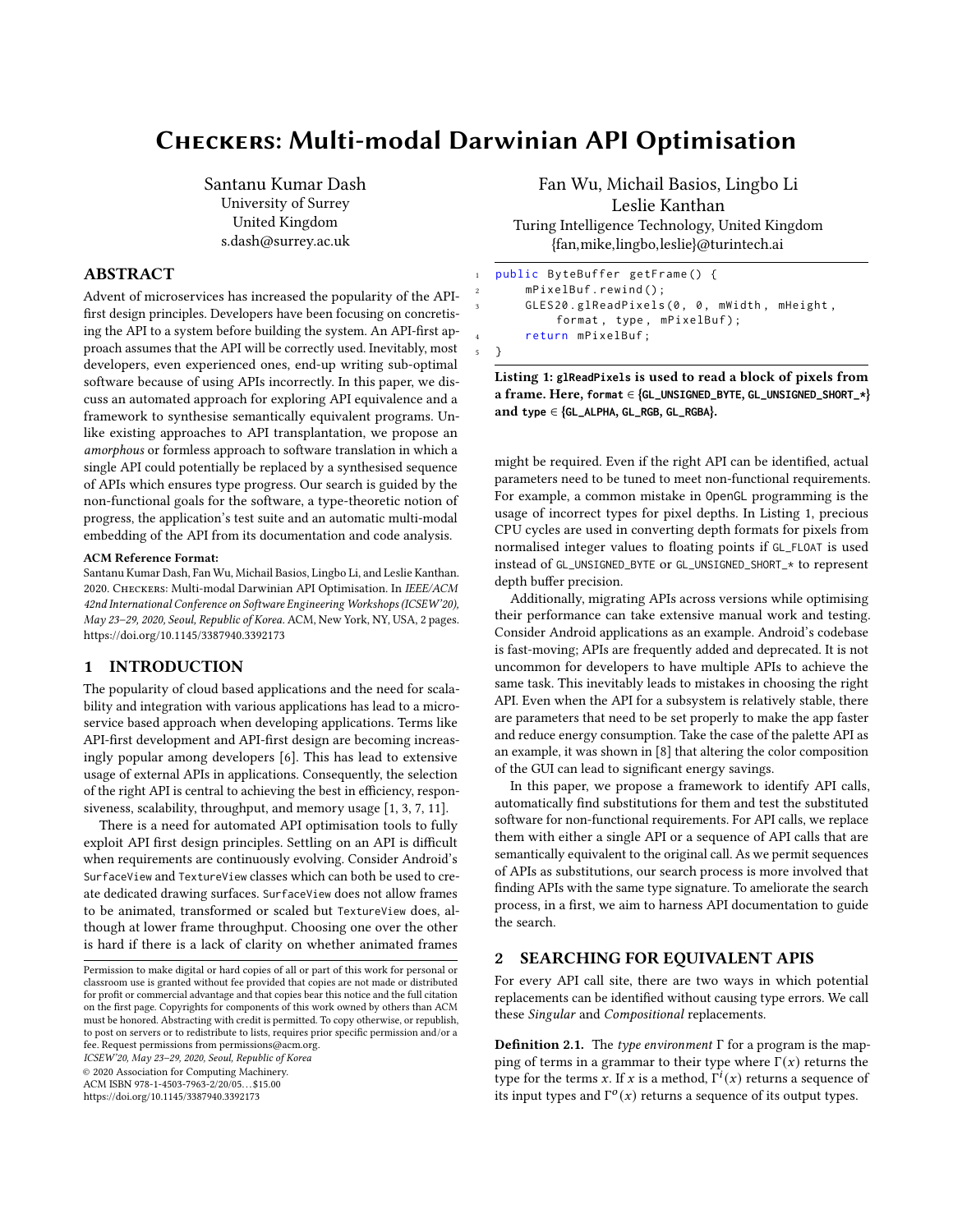# CHECKERS: Multi-modal Darwinian API Optimisation

Santanu Kumar Dash
University of Surrey
United Kingdom
s.dash@surrey.ac.uk

Fan Wu, Michail Basios, Lingbo Li
Leslie Kanthan
Turing Intelligence Technology, United Kingdom
{fan,mike,lingbo,leslie}@turintech.ai

## ABSTRACT

Advent of microservices has increased the popularity of the API-first design principles. Developers have been focusing on concretising the API to a system before building the system. An API-first approach assumes that the API will be correctly used. Inevitably, most developers, even experienced ones, end-up writing sub-optimal software because of using APIs incorrectly. In this paper, we discuss an automated approach for exploring API equivalence and a framework to synthesise semantically equivalent programs. Unlike existing approaches to API transplantation, we propose an *amorphous* or formless approach to software translation in which a single API could potentially be replaced by a synthesised sequence of APIs which ensures type progress. Our search is guided by the non-functional goals for the software, a type-theoretic notion of progress, the application's test suite and an automatic multi-modal embedding of the API from its documentation and code analysis.

**ACM Reference Format:**
Santanu Kumar Dash, Fan Wu, Michail Basios, Lingbo Li, and Leslie Kanthan. 2020. CHECKERS: Multi-modal Darwinian API Optimisation. In *IEEE/ACM 42nd International Conference on Software Engineering Workshops (ICSEW'20), May 23–29, 2020, Seoul, Republic of Korea.* ACM, New York, NY, USA, 2 pages. https://doi.org/10.1145/3387940.3392173

## 1 INTRODUCTION

The popularity of cloud based applications and the need for scalability and integration with various applications has lead to a microservice based approach when developing applications. Terms like API-first development and API-first design are becoming increasingly popular among developers [6]. This has lead to extensive usage of external APIs in applications. Consequently, the selection of the right API is central to achieving the best in efficiency, responsiveness, scalability, throughput, and memory usage [1, 3, 7, 11].

There is a need for automated API optimisation tools to fully exploit API first design principles. Settling on an API is difficult when requirements are continuously evolving. Consider Android's `SurfaceView` and `TextureView` classes which can both be used to create dedicated drawing surfaces. `SurfaceView` does not allow frames to be animated, transformed or scaled but `TextureView` does, although at lower frame throughput. Choosing one over the other is hard if there is a lack of clarity on whether animated frames might be required. Even if the right API can be identified, actual parameters need to be tuned to meet non-functional requirements. For example, a common mistake in OpenGL programming is the usage of incorrect types for pixel depths. In Listing 1, precious CPU cycles are used in converting depth formats for pixels from normalised integer values to floating points if `GL_FLOAT` is used instead of `GL_UNSIGNED_BYTE` or `GL_UNSIGNED_SHORT_*` to represent depth buffer precision.

```java
public ByteBuffer getFrame() {
    mPixelBuf.rewind();
    GLES20.glReadPixels(0, 0, mWidth, mHeight,
        format, type, mPixelBuf);
    return mPixelBuf;
}
```

**Listing 1: `glReadPixels` is used to read a block of pixels from a frame. Here, `format` ∈ {`GL_UNSIGNED_BYTE`, `GL_UNSIGNED_SHORT_*`} and `type` ∈ {`GL_ALPHA`, `GL_RGB`, `GL_RGBA`}.**

Additionally, migrating APIs across versions while optimising their performance can take extensive manual work and testing. Consider Android applications as an example. Android's codebase is fast-moving; APIs are frequently added and deprecated. It is not uncommon for developers to have multiple APIs to achieve the same task. This inevitably leads to mistakes in choosing the right API. Even when the API for a subsystem is relatively stable, there are parameters that need to be set properly to make the app faster and reduce energy consumption. Take the case of the palette API as an example, it was shown in [8] that altering the color composition of the GUI can lead to significant energy savings.

In this paper, we propose a framework to identify API calls, automatically find substitutions for them and test the substituted software for non-functional requirements. For API calls, we replace them with either a single API or a sequence of API calls that are semantically equivalent to the original call. As we permit sequences of APIs as substitutions, our search process is more involved that finding APIs with the same type signature. To ameliorate the search process, in a first, we aim to harness API documentation to guide the search.

## 2 SEARCHING FOR EQUIVALENT APIS

For every API call site, there are two ways in which potential replacements can be identified without causing type errors. We call these *Singular* and *Compositional* replacements.

**Definition 2.1.** The *type environment* $\Gamma$ for a program is the mapping of terms in a grammar to their type where $\Gamma(x)$ returns the type for the terms $x$. If $x$ is a method, $\Gamma^i(x)$ returns a sequence of its input types and $\Gamma^o(x)$ returns a sequence of its output types.

Permission to make digital or hard copies of all or part of this work for personal or classroom use is granted without fee provided that copies are not made or distributed for profit or commercial advantage and that copies bear this notice and the full citation on the first page. Copyrights for components of this work owned by others than ACM must be honored. Abstracting with credit is permitted. To copy otherwise, or republish, to post on servers or to redistribute to lists, requires prior specific permission and/or a fee. Request permissions from permissions@acm.org.
ICSEW'20, May 23–29, 2020, Seoul, Republic of Korea
© 2020 Association for Computing Machinery.
ACM ISBN 978-1-4503-7963-2/20/05…$15.00
https://doi.org/10.1145/3387940.3392173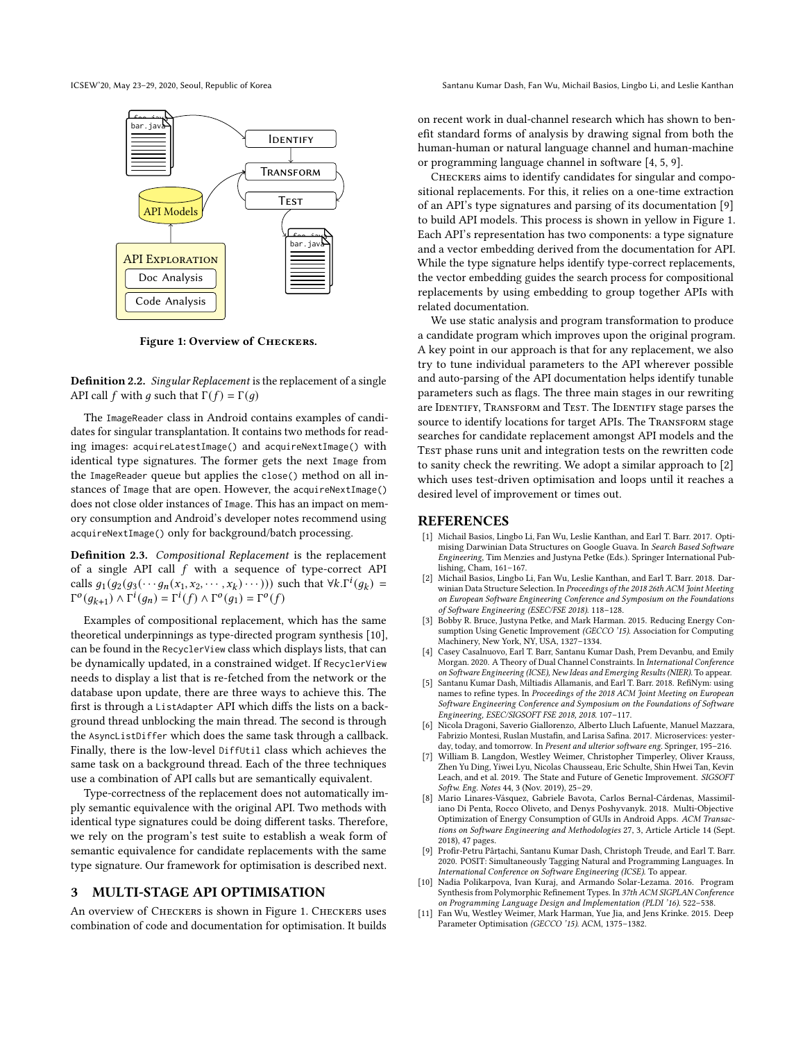Foo.java
bar.java

Identify

Transform

Test

API Models

API Exploration

Doc Analysis

Code Analysis

foo.java
bar.java

**Figure 1: Overview of Checkers.**

**Definition 2.2.** *Singular Replacement* is the replacement of a single API call $f$ with $g$ such that $\Gamma(f) = \Gamma(g)$

The `ImageReader` class in Android contains examples of candidates for singular transplantation. It contains two methods for reading images: `acquireLatestImage()` and `acquireNextImage()` with identical type signatures. The former gets the next `Image` from the `ImageReader` queue but applies the `close()` method on all instances of `Image` that are open. However, the `acquireNextImage()` does not close older instances of `Image`. This has an impact on memory consumption and Android's developer notes recommend using `acquireNextImage()` only for background/batch processing.

**Definition 2.3.** *Compositional Replacement* is the replacement of a single API call $f$ with a sequence of type-correct API calls $g_1(g_2(g_3(\cdots g_n(x_1, x_2, \cdots, x_k)\cdots)))$ such that $\forall k.\Gamma^i(g_k) = \Gamma^o(g_{k+1}) \wedge \Gamma^i(g_n) = \Gamma^i(f) \wedge \Gamma^o(g_1) = \Gamma^o(f)$

Examples of compositional replacement, which has the same theoretical underpinnings as type-directed program synthesis [10], can be found in the `RecyclerView` class which displays lists, that can be dynamically updated, in a constrained widget. If `RecyclerView` needs to display a list that is re-fetched from the network or the database upon update, there are three ways to achieve this. The first is through a `ListAdapter` API which diffs the lists on a background thread unblocking the main thread. The second is through the `AsyncListDiffer` which does the same task through a callback. Finally, there is the low-level `DiffUtil` class which achieves the same task on a background thread. Each of the three techniques use a combination of API calls but are semantically equivalent.

Type-correctness of the replacement does not automatically imply semantic equivalence with the original API. Two methods with identical type signatures could be doing differnt tasks. Therefore, we rely on the program's test suite to establish a weak form of semantic equivalence for candidate replacements with the same type signature. Our framework for optimisation is described next.

## 3 MULTI-STAGE API OPTIMISATION

An overview of Checkers is shown in Figure 1. Checkers uses combination of code and documentation for optimisation. It builds on recent work in dual-channel research which has shown to benefit standard forms of analysis by drawing signal from both the human-human or natural language channel and human-machine or programming language channel in software [4, 5, 9].

Checkers aims to identify candidates for singular and compositional replacements. For this, it relies on a one-time extraction of an API's type signatures and parsing of its documentation [9] to build API models. This process is shown in yellow in Figure 1. Each API's representation has two components: a type signature and a vector embedding derived from the documentation for API. While the type signature helps identify type-correct replacements, the vector embedding guides the search process for compositional replacements by using embedding to group together APIs with related documentation.

We use static analysis and program transformation to produce a candidate program which improves upon the original program. A key point in our approach is that for any replacement, we also try to tune individual parameters to the API wherever possible and auto-parsing of the API documentation helps identify tunable parameters such as flags. The three main stages in our rewriting are Identify, Transform and Test. The Identify stage parses the source to identify locations for target APIs. The Transform stage searches for candidate replacement amongst API models and the Test phase runs unit and integration tests on the rewritten code to sanity check the rewriting. We adopt a similar approach to [2] which uses test-driven optimisation and loops until it reaches a desired level of improvement or times out.

## REFERENCES

[1] Michail Basios, Lingbo Li, Fan Wu, Leslie Kanthan, and Earl T. Barr. 2017. Optimising Darwinian Data Structures on Google Guava. In *Search Based Software Engineering*, Tim Menzies and Justyna Petke (Eds.). Springer International Publishing, Cham, 161–167.

[2] Michail Basios, Lingbo Li, Fan Wu, Leslie Kanthan, and Earl T. Barr. 2018. Darwinian Data Structure Selection. In *Proceedings of the 2018 26th ACM Joint Meeting on European Software Engineering Conference and Symposium on the Foundations of Software Engineering (ESEC/FSE 2018)*. 118–128.

[3] Bobby R. Bruce, Justyna Petke, and Mark Harman. 2015. Reducing Energy Consumption Using Genetic Improvement *(GECCO '15)*. Association for Computing Machinery, New York, NY, USA, 1327–1334.

[4] Casey Casalnuovo, Earl T. Barr, Santanu Kumar Dash, Prem Devanbu, and Emily Morgan. 2020. A Theory of Dual Channel Constraints. In *International Conference on Software Engineering (ICSE), New Ideas and Emerging Results (NIER)*. To appear.

[5] Santanu Kumar Dash, Miltiadis Allamanis, and Earl T. Barr. 2018. RefiNym: using names to refine types. In *Proceedings of the 2018 ACM Joint Meeting on European Software Engineering Conference and Symposium on the Foundations of Software Engineering, ESEC/SIGSOFT FSE 2018, 2018*. 107–117.

[6] Nicola Dragoni, Saverio Giallorenzo, Alberto Lluch Lafuente, Manuel Mazzara, Fabrizio Montesi, Ruslan Mustafin, and Larisa Safina. 2017. Microservices: yesterday, today, and tomorrow. In *Present and ulterior software eng.* Springer, 195–216.

[7] William B. Langdon, Westley Weimer, Christopher Timperley, Oliver Krauss, Zhen Yu Ding, Yiwei Lyu, Nicolas Chausseau, Eric Schulte, Shin Hwei Tan, Kevin Leach, and et al. 2019. The State and Future of Genetic Improvement. *SIGSOFT Softw. Eng. Notes* 44, 3 (Nov. 2019), 25–29.

[8] Mario Linares-Vásquez, Gabriele Bavota, Carlos Bernal-Cárdenas, Massimiliano Di Penta, Rocco Oliveto, and Denys Poshyvanyk. 2018. Multi-Objective Optimization of Energy Consumption of GUIs in Android Apps. *ACM Transactions on Software Engineering and Methodologies* 27, 3, Article Article 14 (Sept. 2018), 47 pages.

[9] Profir-Petru Pârţachi, Santanu Kumar Dash, Christoph Treude, and Earl T. Barr. 2020. POSIT: Simultaneously Tagging Natural and Programming Languages. In *International Conference on Software Engineering (ICSE)*. To appear.

[10] Nadia Polikarpova, Ivan Kuraj, and Armando Solar-Lezama. 2016. Program Synthesis from Polymorphic Refinement Types. In *37th ACM SIGPLAN Conference on Programming Language Design and Implementation (PLDI '16)*. 522–538.

[11] Fan Wu, Westley Weimer, Mark Harman, Yue Jia, and Jens Krinke. 2015. Deep Parameter Optimisation *(GECCO '15)*. ACM, 1375–1382.